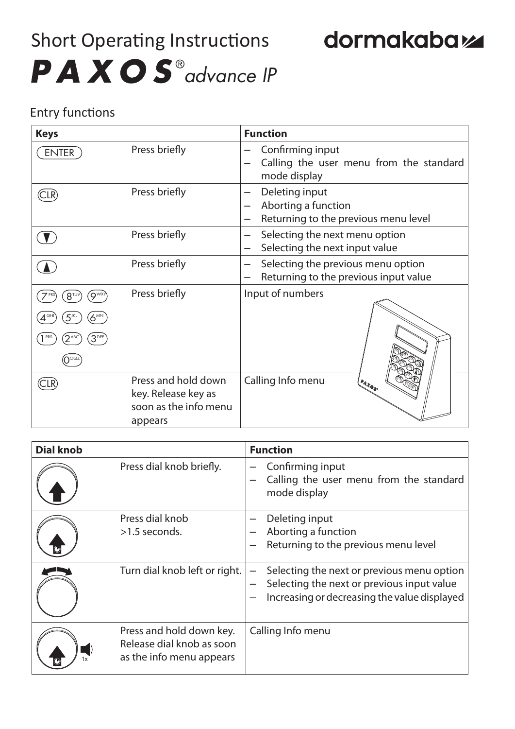# Short Operating Instructions

dormakaba

## PAXOS® advance IP

### Entry functions

| Keys | | Function |
|---|---|---|
| ENTER | Press briefly | – Confirming input<br>– Calling the user menu from the standard mode display |
| CLR | Press briefly | – Deleting input<br>– Aborting a function<br>– Returning to the previous menu level |
| ▼ | Press briefly | – Selecting the next menu option<br>– Selecting the next input value |
| ▲ | Press briefly | – Selecting the previous menu option<br>– Returning to the previous input value |
| 7 PRS 8 TUV 9 WXY<br>4 GHI 5 JKL 6 MN<br>1 PRS 2 ABC 3 DEF<br>0 OQZ | Press briefly | Input of numbers |
| CLR | Press and hold down key. Release key as soon as the info menu appears | Calling Info menu |

| Dial knob | | Function |
|---|---|---|
| | Press dial knob briefly. | – Confirming input<br>– Calling the user menu from the standard mode display |
| | Press dial knob >1.5 seconds. | – Deleting input<br>– Aborting a function<br>– Returning to the previous menu level |
| | Turn dial knob left or right. | – Selecting the next or previous menu option<br>– Selecting the next or previous input value<br>– Increasing or decreasing the value displayed |
| 1x | Press and hold down key. Release dial knob as soon as the info menu appears | Calling Info menu |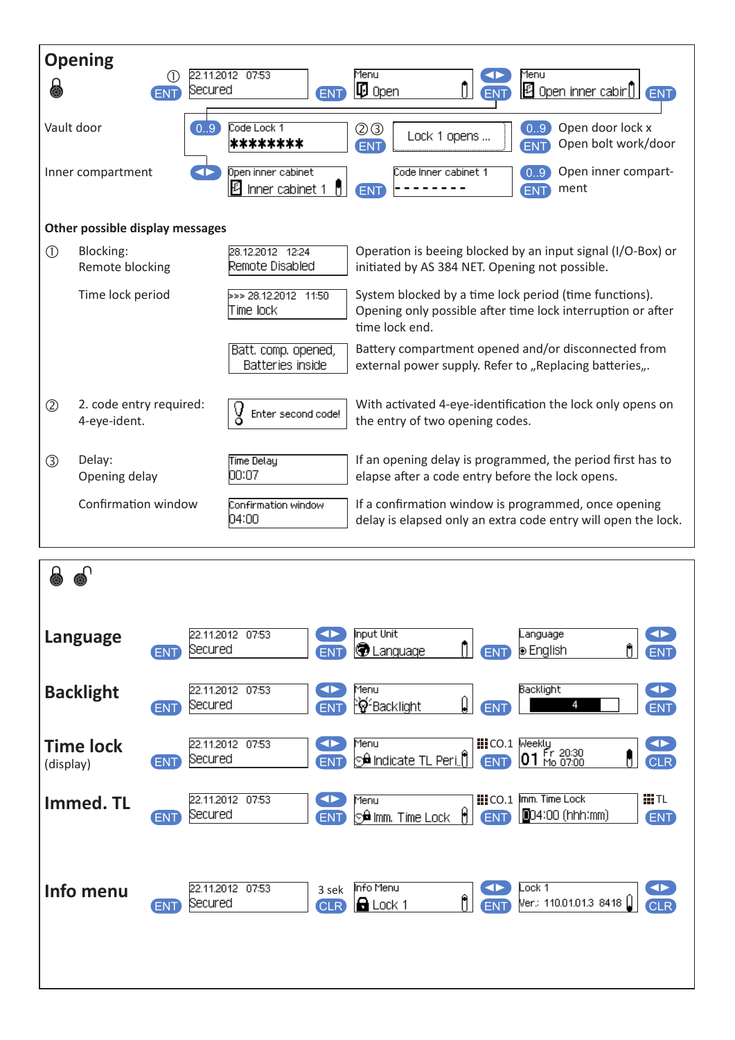## Opening

| | | | | |
|---|---|---|---|---|
| ① ENT | 22.11.2012 07:53 Secured | ENT | Menu Open | ◄► ENT |
| | Menu Open inner cabir | ENT | | |

| | | | | |
|---|---|---|---|---|
| Vault door | 0..9 Code Lock 1 ******** | ②③ ENT | Lock 1 opens ... | 0..9 ENT Open door lock x / Open bolt work/door |
| Inner compartment | ◄► Open inner cabinet / Inner cabinet 1 | ENT | Code Inner cabinet 1 -------- | 0..9 ENT Open inner compartment |

### Other possible display messages

| | | Display | Description |
|---|---|---|---|
| ① | Blocking: Remote blocking | 28.12.2012 12:24 Remote Disabled | Operation is beeing blocked by an input signal (I/O-Box) or initiated by AS 384 NET. Opening not possible. |
| | Time lock period | >>> 28.12.2012 11:50 Time lock | System blocked by a time lock period (time functions). Opening only possible after time lock interruption or after time lock end. |
| | | Batt. comp. opened, Batteries inside | Battery compartment opened and/or disconnected from external power supply. Refer to „Replacing batteries„. |
| ② | 2. code entry required: 4-eye-ident. | Enter second code! | With activated 4-eye-identification the lock only opens on the entry of two opening codes. |
| ③ | Delay: Opening delay | Time Delay 00:07 | If an opening delay is programmed, the period first has to elapse after a code entry before the lock opens. |
| | Confirmation window | Confirmation window 04:00 | If a confirmation window is programmed, once opening delay is elapsed only an extra code entry will open the lock. |

---

| Function | | | | | | | |
|---|---|---|---|---|---|---|---|
| **Language** | ENT | 22.11.2012 07:53 Secured | ◄► ENT | Input Unit Language | ENT | Language English | ◄► ENT |
| **Backlight** | ENT | 22.11.2012 07:53 Secured | ◄► ENT | Menu Backlight | ENT | Backlight 4 | ◄► ENT |
| **Time lock** (display) | ENT | 22.11.2012 07:53 Secured | ◄► ENT | Menu Indicate TL Peri. | CO.1 ENT | Weekly 01 Fr 20:30 Mo 07:00 | ◄► CLR |
| **Immed. TL** | ENT | 22.11.2012 07:53 Secured | ◄► ENT | Menu Imm. Time Lock | CO.1 ENT | Imm. Time Lock 04:00 (hhh:mm) | TL ENT |
| **Info menu** | ENT | 22.11.2012 07:53 Secured | 3 sek CLR | Info Menu Lock 1 | ◄► ENT | Lock 1 Ver.: 110.01.01.3 8418 | ◄► CLR |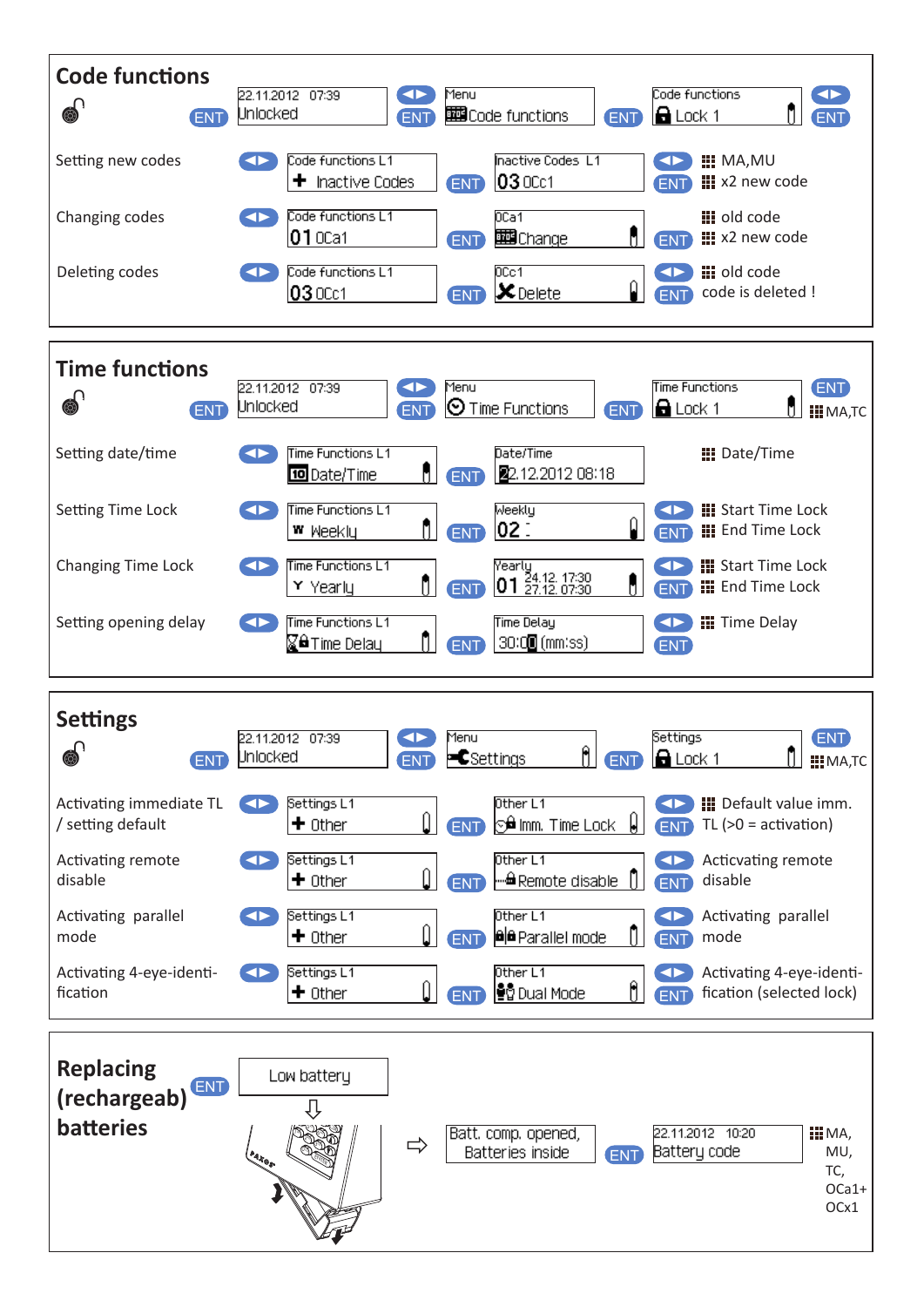## Code functions

| | | Display | | Display | | Display | | |
|---|---|---|---|---|---|---|---|---|
| | ENT | 22.11.2012 07:39 Unlocked | ◄► ENT | Menu Code functions | ENT | Code functions Lock 1 | ◄► ENT | |
| Setting new codes | ◄► | Code functions L1 + Inactive Codes | ENT | Inactive Codes L1 03 0Cc1 | ◄► ENT | MA,MU x2 new code |
| Changing codes | ◄► | Code functions L1 01 0Ca1 | ENT | 0Ca1 Change | ENT | old code x2 new code |
| Deleting codes | ◄► | Code functions L1 03 0Cc1 | ENT | 0Cc1 Delete | ◄► ENT | old code code is deleted ! |

## Time functions

| | | Display | | Display | | Display | | |
|---|---|---|---|---|---|---|---|---|
| | ENT | 22.11.2012 07:39 Unlocked | ◄► ENT | Menu Time Functions | ENT | Time Functions Lock 1 | ENT | MA,TC |
| Setting date/time | ◄► | Time Functions L1 Date/Time | ENT | Date/Time 22.12.2012 08:18 | | Date/Time |
| Setting Time Lock | ◄► | Time Functions L1 Weekly | ENT | Weekly 02 : | ◄► ENT | Start Time Lock End Time Lock |
| Changing Time Lock | ◄► | Time Functions L1 Yearly | ENT | Yearly 01 24.12. 17:30 27.12. 07:30 | ◄► ENT | Start Time Lock End Time Lock |
| Setting opening delay | ◄► | Time Functions L1 Time Delay | ENT | Time Delay 30:00 (mm:ss) | ◄► ENT | Time Delay |

## Settings

| | | Display | | Display | | Display | | |
|---|---|---|---|---|---|---|---|---|
| | ENT | 22.11.2012 07:39 Unlocked | ◄► ENT | Menu Settings | ENT | Settings Lock 1 | ENT | MA,TC |
| Activating immediate TL / setting default | ◄► | Settings L1 + Other | ENT | Other L1 Imm. Time Lock | ◄► ENT | Default value imm. TL (>0 = activation) |
| Activating remote disable | ◄► | Settings L1 + Other | ENT | Other L1 Remote disable | ◄► ENT | Acticvating remote disable |
| Activating parallel mode | ◄► | Settings L1 + Other | ENT | Other L1 Parallel mode | ◄► ENT | Activating parallel mode |
| Activating 4-eye-identi-fication | ◄► | Settings L1 + Other | ENT | Other L1 Dual Mode | ◄► ENT | Activating 4-eye-identi-fication (selected lock) |

## Replacing (rechargeab) batteries

ENT → Low battery ⇩ ⇨ Batt. comp. opened, Batteries inside → ENT → 22.11.2012 10:20 Battery code → MA, MU, TC, OCa1+ OCx1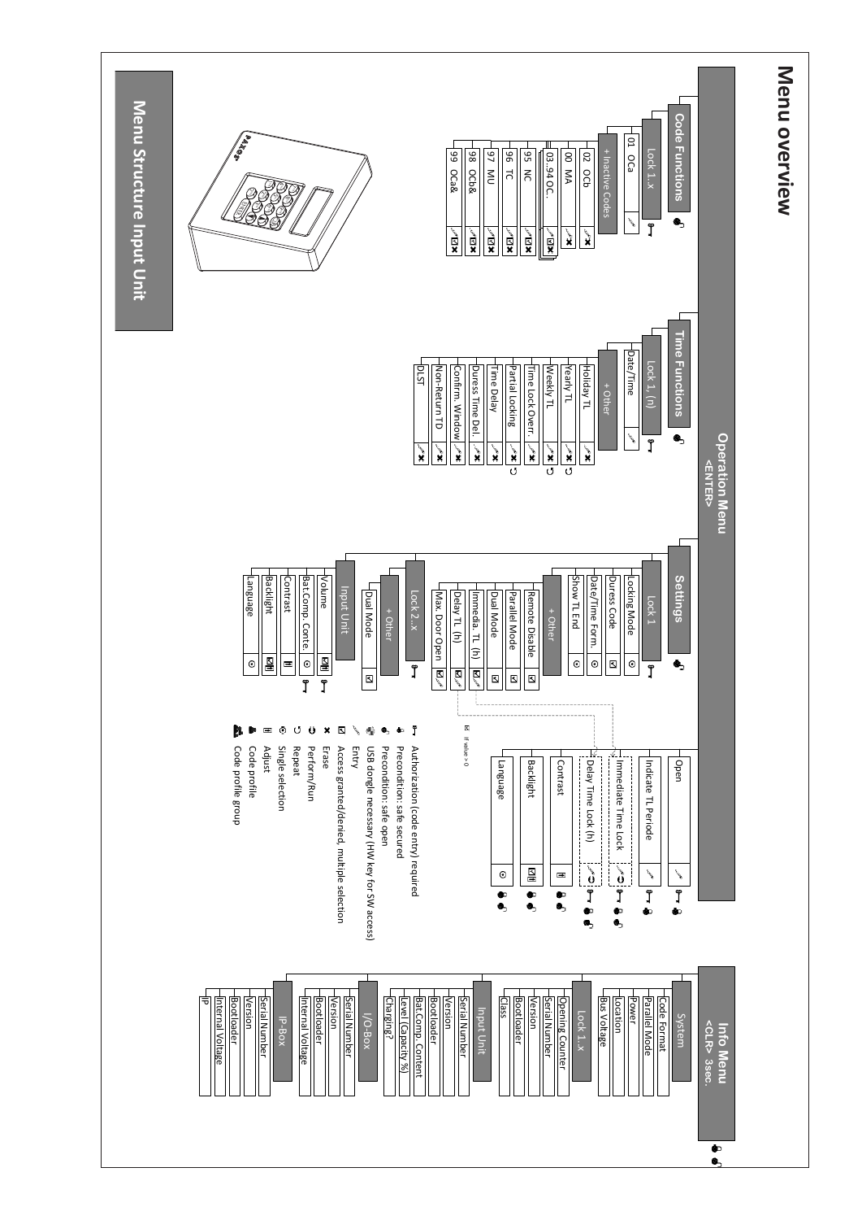# Menu overview

## Operation Menu
<ENTER>

### Code Functions

- Lock 1..x
  - 01 OCa
  - + Inactive Codes
    - 02 OCb
    - 00 MA
    - 03...94 OC..
    - 95 NC
    - 96 TC
    - 97 MU
    - 98 OCb&
    - 99 OCa&

### Time Functions

- Lock 1, (n)
  - Date/Time
  - + Other
    - Holiday TL
    - Yearly TL
    - Weekly TL
    - Time Lock Overr.
    - Partial Locking
    - Time Delay
    - Duress Time Del.
    - Confirm. Window
    - Non-Return TD
    - DLST

### Settings

- Lock 1
  - Locking Mode
  - Duress Code
  - Date/Time Form.
  - Show TL End
  - + Other
    - Remote Disable
    - Parallel Mode
    - Dual Mode
    - Immedia. TL (h)
    - Delay TL (h)
    - Max. Door Open
- Lock 2..x
  - + Other
    - Dual Mode
- Input Unit
  - Volume
  - Bat.Comp. Conte.
  - Contrast
  - Backlight
  - Language

---

- Open
- Indicate TL Periode
- Immediate Time Lock
- Delay Time Lock (h)
- Contrast
- Backlight
- Language

if value > 0

Legend:

- Authorization (code entry) required
- Precondition: safe secured
- Precondition: safe open
- USB dongle necessary (HW key for SW access)
- Entry
- Access granted/denied, multiple selection
- Erase
- Perform/Run
- Repeat
- Single selection
- Adjust
- Code profile
- Code profile group

## Info Menu
<CLR> 3sec.

- System
  - Code Format
  - Parallel Mode
  - Power
  - Location
  - Bus Voltage
- Lock 1..x
  - Opening Counter
  - Serial Number
  - Version
  - Bootloader
  - Class
- Input Unit
  - Serial Number
  - Version
  - Bootloader
  - Bat.Comp. Content
  - Level (Capacity %)
  - Charging?
- I/O-Box
  - Serial Number
  - Version
  - Bootloader
  - Internal Voltage
- IP-Box
  - Serial Number
  - Version
  - Bootloader
  - Internal Voltage
  - IP

# Menu Structure Input Unit